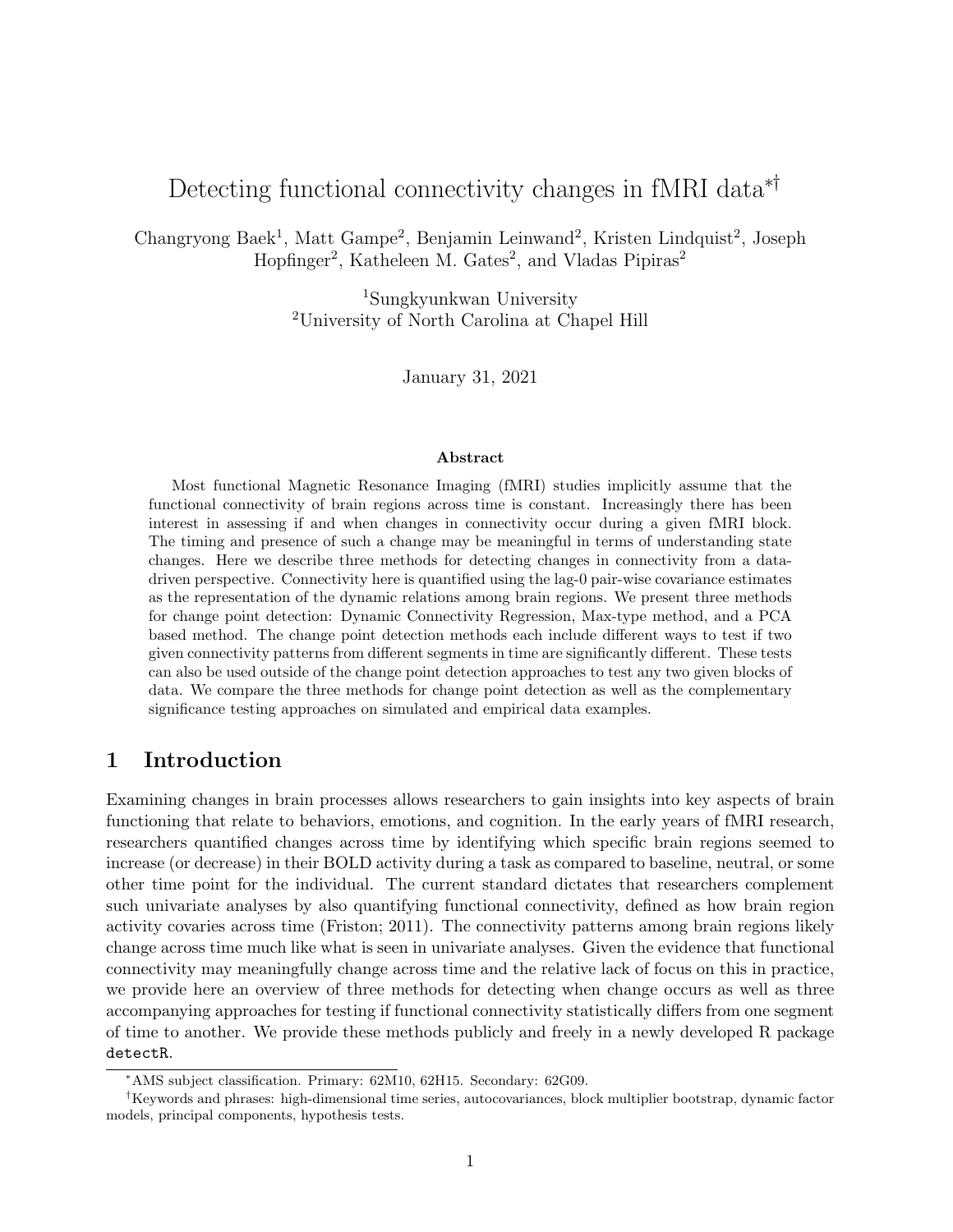# Detecting functional connectivity changes in fMRI data[*,†]

Changryong Baek[1], Matt Gampe[2], Benjamin Leinwand[2], Kristen Lindquist[2], Joseph Hopfinger[2], Katheleen M. Gates[2], and Vladas Pipiras[2]

[1]Sungkyunkwan University
[2]University of North Carolina at Chapel Hill

January 31, 2021

### Abstract

Most functional Magnetic Resonance Imaging (fMRI) studies implicitly assume that the functional connectivity of brain regions across time is constant. Increasingly there has been interest in assessing if and when changes in connectivity occur during a given fMRI block. The timing and presence of such a change may be meaningful in terms of understanding state changes. Here we describe three methods for detecting changes in connectivity from a data-driven perspective. Connectivity here is quantified using the lag-0 pair-wise covariance estimates as the representation of the dynamic relations among brain regions. We present three methods for change point detection: Dynamic Connectivity Regression, Max-type method, and a PCA based method. The change point detection methods each include different ways to test if two given connectivity patterns from different segments in time are significantly different. These tests can also be used outside of the change point detection approaches to test any two given blocks of data. We compare the three methods for change point detection as well as the complementary significance testing approaches on simulated and empirical data examples.

## 1 Introduction

Examining changes in brain processes allows researchers to gain insights into key aspects of brain functioning that relate to behaviors, emotions, and cognition. In the early years of fMRI research, researchers quantified changes across time by identifying which specific brain regions seemed to increase (or decrease) in their BOLD activity during a task as compared to baseline, neutral, or some other time point for the individual. The current standard dictates that researchers complement such univariate analyses by also quantifying functional connectivity, defined as how brain region activity covaries across time (Friston; 2011). The connectivity patterns among brain regions likely change across time much like what is seen in univariate analyses. Given the evidence that functional connectivity may meaningfully change across time and the relative lack of focus on this in practice, we provide here an overview of three methods for detecting when change occurs as well as three accompanying approaches for testing if functional connectivity statistically differs from one segment of time to another. We provide these methods publicly and freely in a newly developed R package `detectR`.

---

*AMS subject classification. Primary: 62M10, 62H15. Secondary: 62G09.

†Keywords and phrases: high-dimensional time series, autocovariances, block multiplier bootstrap, dynamic factor models, principal components, hypothesis tests.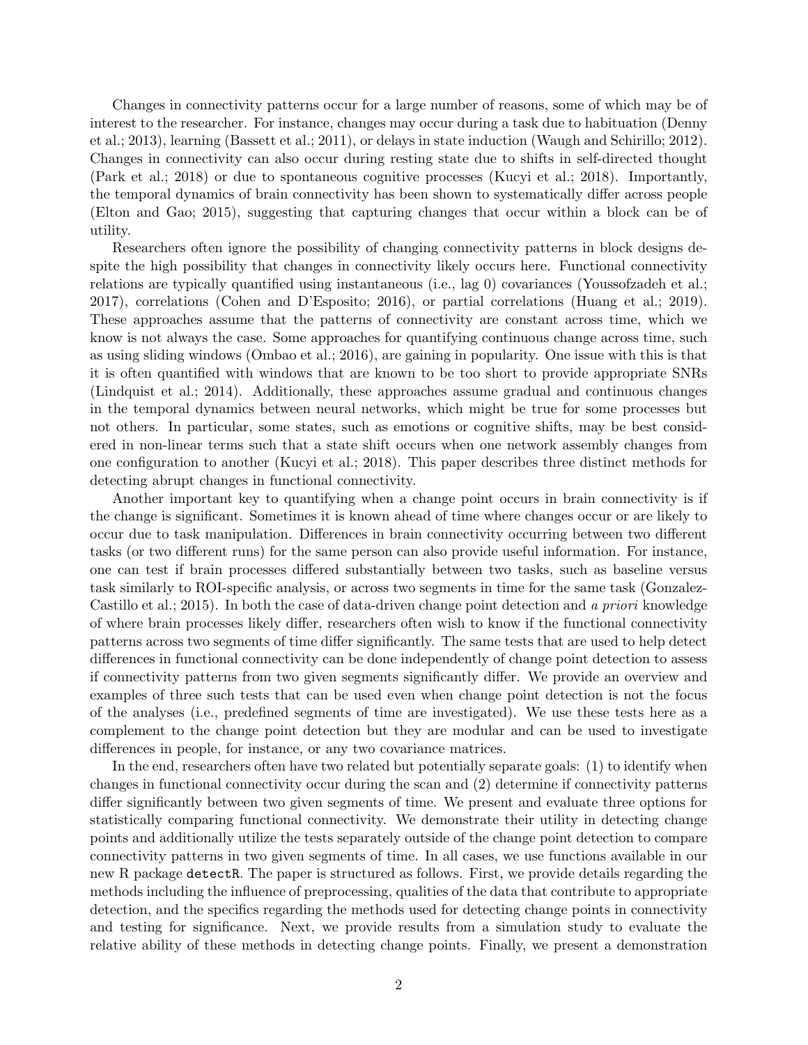Changes in connectivity patterns occur for a large number of reasons, some of which may be of interest to the researcher. For instance, changes may occur during a task due to habituation (Denny et al.; 2013), learning (Bassett et al.; 2011), or delays in state induction (Waugh and Schirillo; 2012). Changes in connectivity can also occur during resting state due to shifts in self-directed thought (Park et al.; 2018) or due to spontaneous cognitive processes (Kucyi et al.; 2018). Importantly, the temporal dynamics of brain connectivity has been shown to systematically differ across people (Elton and Gao; 2015), suggesting that capturing changes that occur within a block can be of utility.

Researchers often ignore the possibility of changing connectivity patterns in block designs despite the high possibility that changes in connectivity likely occurs here. Functional connectivity relations are typically quantified using instantaneous (i.e., lag 0) covariances (Youssofzadeh et al.; 2017), correlations (Cohen and D'Esposito; 2016), or partial correlations (Huang et al.; 2019). These approaches assume that the patterns of connectivity are constant across time, which we know is not always the case. Some approaches for quantifying continuous change across time, such as using sliding windows (Ombao et al.; 2016), are gaining in popularity. One issue with this is that it is often quantified with windows that are known to be too short to provide appropriate SNRs (Lindquist et al.; 2014). Additionally, these approaches assume gradual and continuous changes in the temporal dynamics between neural networks, which might be true for some processes but not others. In particular, some states, such as emotions or cognitive shifts, may be best considered in non-linear terms such that a state shift occurs when one network assembly changes from one configuration to another (Kucyi et al.; 2018). This paper describes three distinct methods for detecting abrupt changes in functional connectivity.

Another important key to quantifying when a change point occurs in brain connectivity is if the change is significant. Sometimes it is known ahead of time where changes occur or are likely to occur due to task manipulation. Differences in brain connectivity occurring between two different tasks (or two different runs) for the same person can also provide useful information. For instance, one can test if brain processes differed substantially between two tasks, such as baseline versus task similarly to ROI-specific analysis, or across two segments in time for the same task (Gonzalez-Castillo et al.; 2015). In both the case of data-driven change point detection and *a priori* knowledge of where brain processes likely differ, researchers often wish to know if the functional connectivity patterns across two segments of time differ significantly. The same tests that are used to help detect differences in functional connectivity can be done independently of change point detection to assess if connectivity patterns from two given segments significantly differ. We provide an overview and examples of three such tests that can be used even when change point detection is not the focus of the analyses (i.e., predefined segments of time are investigated). We use these tests here as a complement to the change point detection but they are modular and can be used to investigate differences in people, for instance, or any two covariance matrices.

In the end, researchers often have two related but potentially separate goals: (1) to identify when changes in functional connectivity occur during the scan and (2) determine if connectivity patterns differ significantly between two given segments of time. We present and evaluate three options for statistically comparing functional connectivity. We demonstrate their utility in detecting change points and additionally utilize the tests separately outside of the change point detection to compare connectivity patterns in two given segments of time. In all cases, we use functions available in our new R package `detectR`. The paper is structured as follows. First, we provide details regarding the methods including the influence of preprocessing, qualities of the data that contribute to appropriate detection, and the specifics regarding the methods used for detecting change points in connectivity and testing for significance. Next, we provide results from a simulation study to evaluate the relative ability of these methods in detecting change points. Finally, we present a demonstration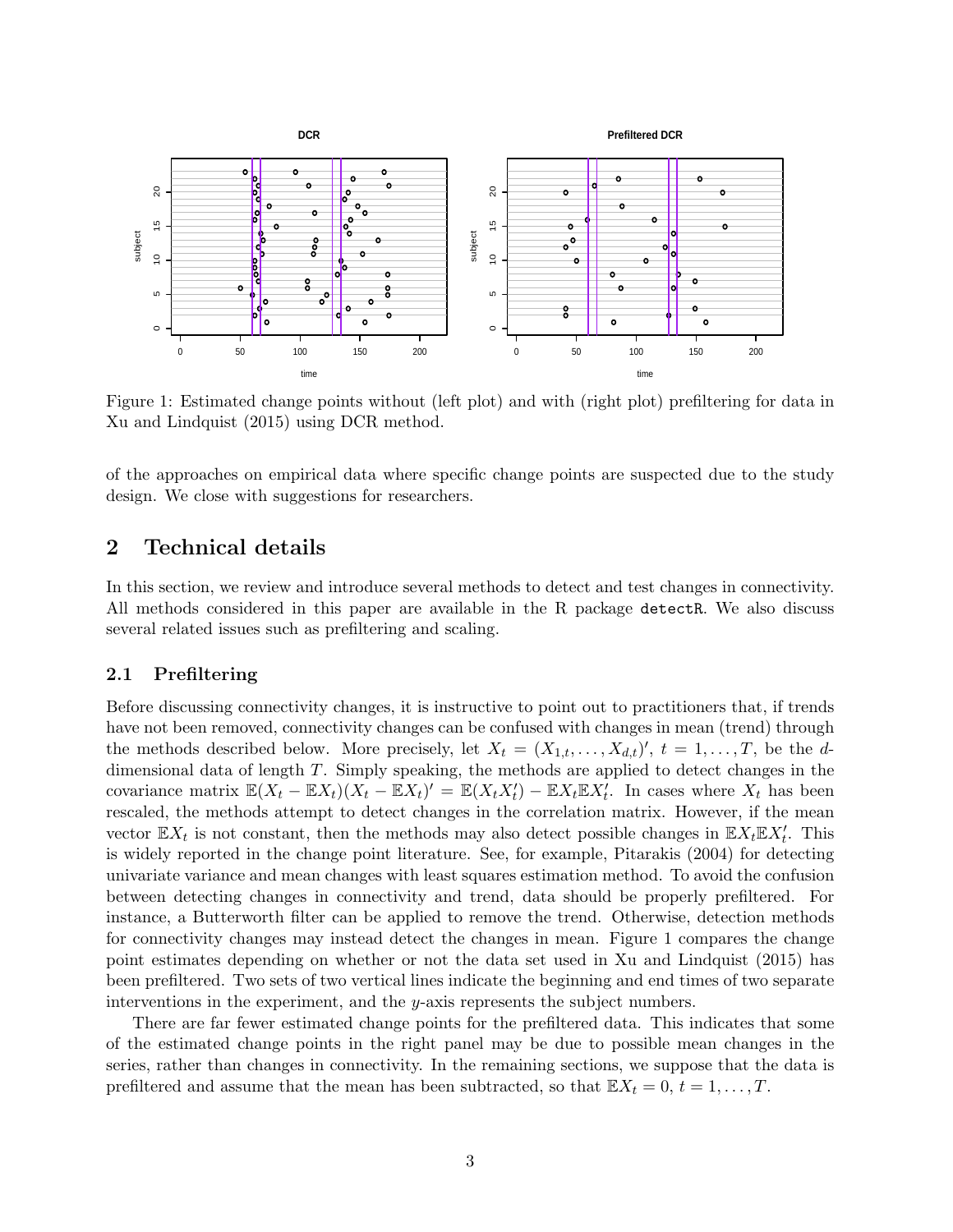Figure 1: Estimated change points without (left plot) and with (right plot) prefiltering for data in Xu and Lindquist (2015) using DCR method.

of the approaches on empirical data where specific change points are suspected due to the study design. We close with suggestions for researchers.

## 2 Technical details

In this section, we review and introduce several methods to detect and test changes in connectivity. All methods considered in this paper are available in the R package `detectR`. We also discuss several related issues such as prefiltering and scaling.

### 2.1 Prefiltering

Before discussing connectivity changes, it is instructive to point out to practitioners that, if trends have not been removed, connectivity changes can be confused with changes in mean (trend) through the methods described below. More precisely, let $X_t = (X_{1,t}, \ldots, X_{d,t})'$, $t = 1, \ldots, T$, be the $d$-dimensional data of length $T$. Simply speaking, the methods are applied to detect changes in the covariance matrix $\mathbb{E}(X_t - \mathbb{E}X_t)(X_t - \mathbb{E}X_t)' = \mathbb{E}(X_t X_t') - \mathbb{E}X_t \mathbb{E}X_t'$. In cases where $X_t$ has been rescaled, the methods attempt to detect changes in the correlation matrix. However, if the mean vector $\mathbb{E}X_t$ is not constant, then the methods may also detect possible changes in $\mathbb{E}X_t \mathbb{E}X_t'$. This is widely reported in the change point literature. See, for example, Pitarakis (2004) for detecting univariate variance and mean changes with least squares estimation method. To avoid the confusion between detecting changes in connectivity and trend, data should be properly prefiltered. For instance, a Butterworth filter can be applied to remove the trend. Otherwise, detection methods for connectivity changes may instead detect the changes in mean. Figure 1 compares the change point estimates depending on whether or not the data set used in Xu and Lindquist (2015) has been prefiltered. Two sets of two vertical lines indicate the beginning and end times of two separate interventions in the experiment, and the $y$-axis represents the subject numbers.

There are far fewer estimated change points for the prefiltered data. This indicates that some of the estimated change points in the right panel may be due to possible mean changes in the series, rather than changes in connectivity. In the remaining sections, we suppose that the data is prefiltered and assume that the mean has been subtracted, so that $\mathbb{E}X_t = 0$, $t = 1, \ldots, T$.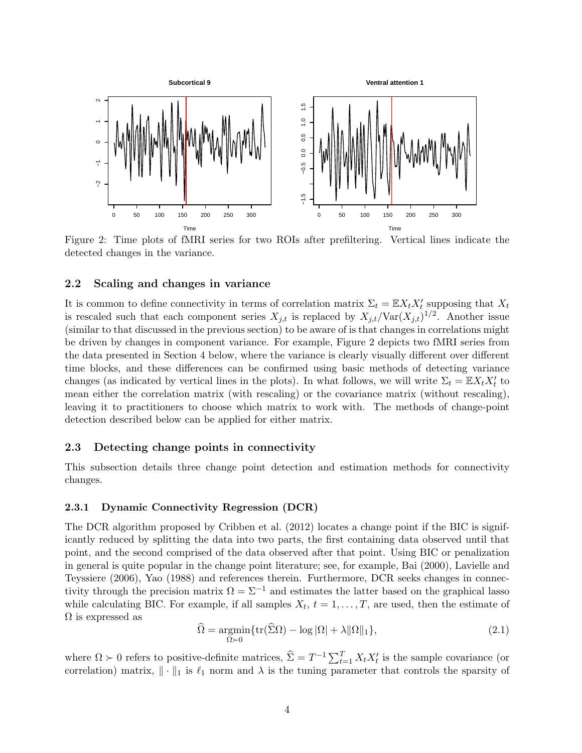Figure 2: Time plots of fMRI series for two ROIs after prefiltering. Vertical lines indicate the detected changes in the variance.

## 2.2 Scaling and changes in variance

It is common to define connectivity in terms of correlation matrix $\Sigma_t = \mathbb{E}X_t X_t'$ supposing that $X_t$ is rescaled such that each component series $X_{j,t}$ is replaced by $X_{j,t}/\mathrm{Var}(X_{j,t})^{1/2}$. Another issue (similar to that discussed in the previous section) to be aware of is that changes in correlations might be driven by changes in component variance. For example, Figure 2 depicts two fMRI series from the data presented in Section 4 below, where the variance is clearly visually different over different time blocks, and these differences can be confirmed using basic methods of detecting variance changes (as indicated by vertical lines in the plots). In what follows, we will write $\Sigma_t = \mathbb{E}X_t X_t'$ to mean either the correlation matrix (with rescaling) or the covariance matrix (without rescaling), leaving it to practitioners to choose which matrix to work with. The methods of change-point detection described below can be applied for either matrix.

## 2.3 Detecting change points in connectivity

This subsection details three change point detection and estimation methods for connectivity changes.

### 2.3.1 Dynamic Connectivity Regression (DCR)

The DCR algorithm proposed by Cribben et al. (2012) locates a change point if the BIC is significantly reduced by splitting the data into two parts, the first containing data observed until that point, and the second comprised of the data observed after that point. Using BIC or penalization in general is quite popular in the change point literature; see, for example, Bai (2000), Lavielle and Teyssiere (2006), Yao (1988) and references therein. Furthermore, DCR seeks changes in connectivity through the precision matrix $\Omega = \Sigma^{-1}$ and estimates the latter based on the graphical lasso while calculating BIC. For example, if all samples $X_t$, $t = 1, \dots, T$, are used, then the estimate of $\Omega$ is expressed as

$$\widehat{\Omega} = \underset{\Omega \succ 0}{\mathrm{argmin}} \{ \mathrm{tr}(\widehat{\Sigma}\Omega) - \log|\Omega| + \lambda \|\Omega\|_1 \}, \tag{2.1}$$

where $\Omega \succ 0$ refers to positive-definite matrices, $\widehat{\Sigma} = T^{-1}\sum_{t=1}^{T} X_t X_t'$ is the sample covariance (or correlation) matrix, $\|\cdot\|_1$ is $\ell_1$ norm and $\lambda$ is the tuning parameter that controls the sparsity of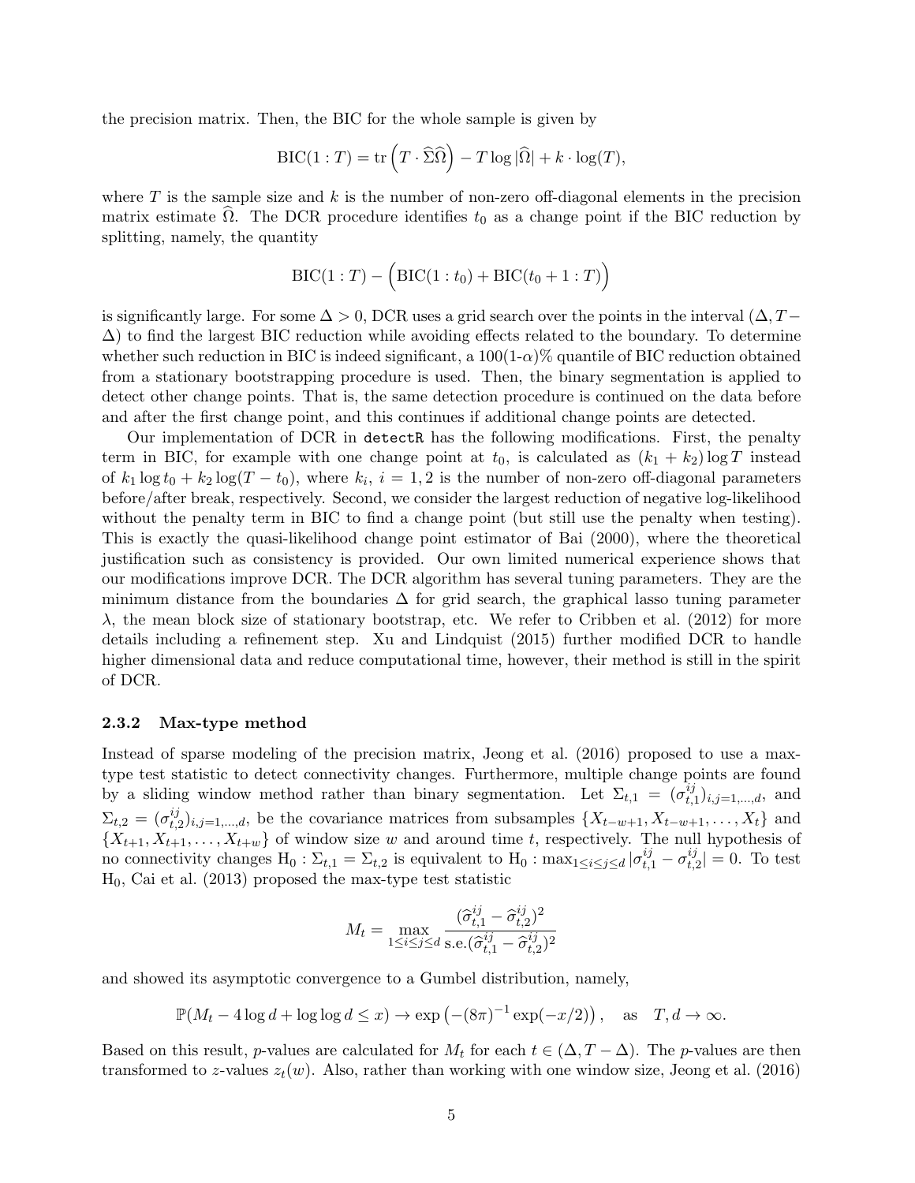the precision matrix. Then, the BIC for the whole sample is given by

$$\text{BIC}(1:T) = \text{tr}\left(T \cdot \widehat{\Sigma}\widehat{\Omega}\right) - T \log |\widehat{\Omega}| + k \cdot \log(T),$$

where $T$ is the sample size and $k$ is the number of non-zero off-diagonal elements in the precision matrix estimate $\widehat{\Omega}$. The DCR procedure identifies $t_0$ as a change point if the BIC reduction by splitting, namely, the quantity

$$\text{BIC}(1:T) - \Big(\text{BIC}(1:t_0) + \text{BIC}(t_0+1:T)\Big)$$

is significantly large. For some $\Delta > 0$, DCR uses a grid search over the points in the interval $(\Delta, T-\Delta)$ to find the largest BIC reduction while avoiding effects related to the boundary. To determine whether such reduction in BIC is indeed significant, a $100(1\text{-}\alpha)\%$ quantile of BIC reduction obtained from a stationary bootstrapping procedure is used. Then, the binary segmentation is applied to detect other change points. That is, the same detection procedure is continued on the data before and after the first change point, and this continues if additional change points are detected.

Our implementation of DCR in `detectR` has the following modifications. First, the penalty term in BIC, for example with one change point at $t_0$, is calculated as $(k_1 + k_2)\log T$ instead of $k_1 \log t_0 + k_2 \log(T - t_0)$, where $k_i$, $i = 1, 2$ is the number of non-zero off-diagonal parameters before/after break, respectively. Second, we consider the largest reduction of negative log-likelihood without the penalty term in BIC to find a change point (but still use the penalty when testing). This is exactly the quasi-likelihood change point estimator of Bai (2000), where the theoretical justification such as consistency is provided. Our own limited numerical experience shows that our modifications improve DCR. The DCR algorithm has several tuning parameters. They are the minimum distance from the boundaries $\Delta$ for grid search, the graphical lasso tuning parameter $\lambda$, the mean block size of stationary bootstrap, etc. We refer to Cribben et al. (2012) for more details including a refinement step. Xu and Lindquist (2015) further modified DCR to handle higher dimensional data and reduce computational time, however, their method is still in the spirit of DCR.

### 2.3.2 Max-type method

Instead of sparse modeling of the precision matrix, Jeong et al. (2016) proposed to use a max-type test statistic to detect connectivity changes. Furthermore, multiple change points are found by a sliding window method rather than binary segmentation. Let $\Sigma_{t,1} = (\sigma_{t,1}^{ij})_{i,j=1,\ldots,d}$, and $\Sigma_{t,2} = (\sigma_{t,2}^{ij})_{i,j=1,\ldots,d}$, be the covariance matrices from subsamples $\{X_{t-w+1}, X_{t-w+1}, \ldots, X_t\}$ and $\{X_{t+1}, X_{t+1}, \ldots, X_{t+w}\}$ of window size $w$ and around time $t$, respectively. The null hypothesis of no connectivity changes $\text{H}_0 : \Sigma_{t,1} = \Sigma_{t,2}$ is equivalent to $\text{H}_0 : \max_{1\le i\le j\le d} |\sigma_{t,1}^{ij} - \sigma_{t,2}^{ij}| = 0$. To test $\text{H}_0$, Cai et al. (2013) proposed the max-type test statistic

$$M_t = \max_{1\le i\le j\le d} \frac{(\widehat{\sigma}_{t,1}^{ij} - \widehat{\sigma}_{t,2}^{ij})^2}{\text{s.e.}(\widehat{\sigma}_{t,1}^{ij} - \widehat{\sigma}_{t,2}^{ij})^2}$$

and showed its asymptotic convergence to a Gumbel distribution, namely,

$$\mathbb{P}(M_t - 4\log d + \log\log d \le x) \to \exp\left(-(8\pi)^{-1}\exp(-x/2)\right), \quad \text{as} \quad T, d \to \infty.$$

Based on this result, $p$-values are calculated for $M_t$ for each $t \in (\Delta, T-\Delta)$. The $p$-values are then transformed to $z$-values $z_t(w)$. Also, rather than working with one window size, Jeong et al. (2016)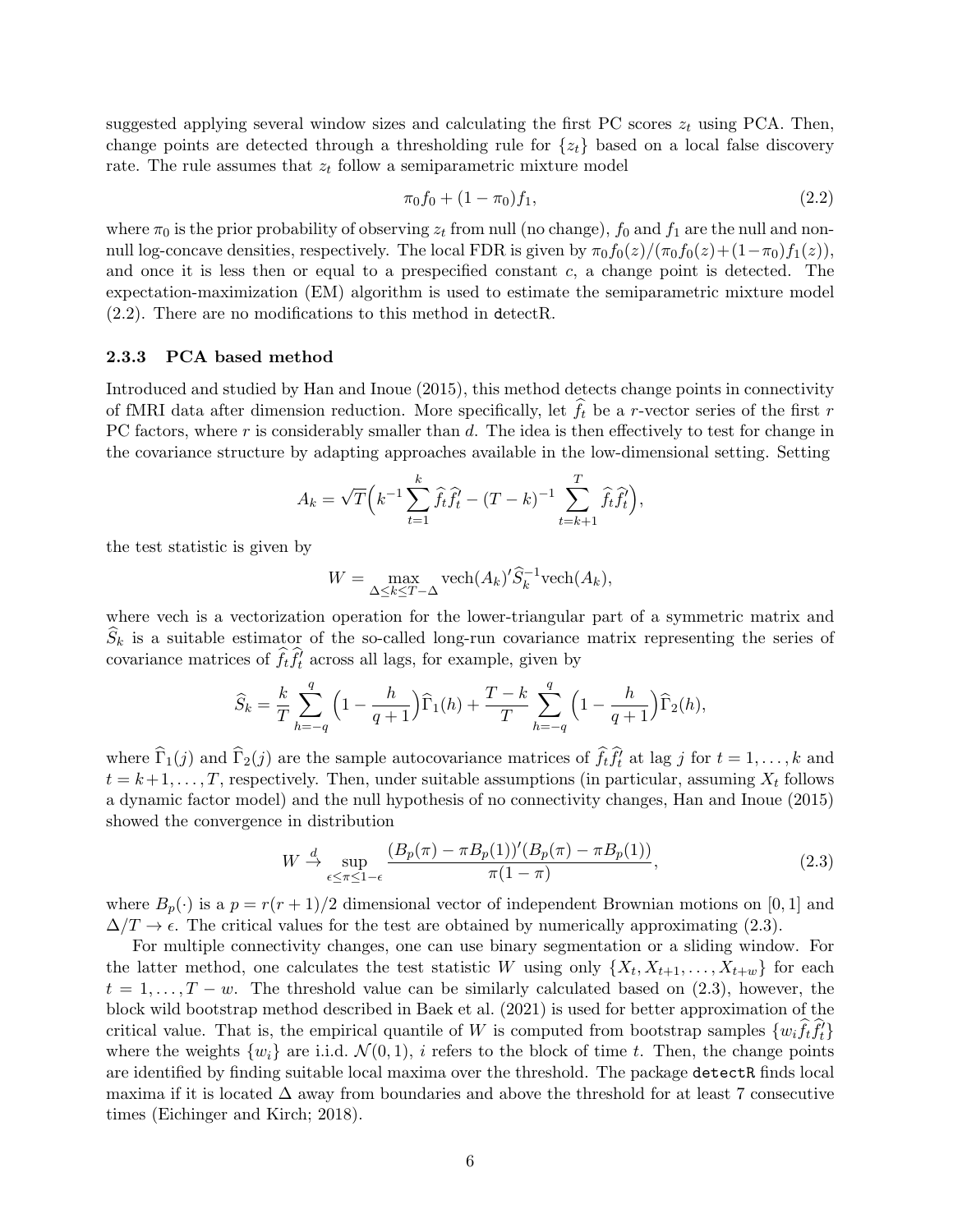suggested applying several window sizes and calculating the first PC scores $z_t$ using PCA. Then, change points are detected through a thresholding rule for $\{z_t\}$ based on a local false discovery rate. The rule assumes that $z_t$ follow a semiparametric mixture model

$$\pi_0 f_0 + (1 - \pi_0) f_1, \tag{2.2}$$

where $\pi_0$ is the prior probability of observing $z_t$ from null (no change), $f_0$ and $f_1$ are the null and non-null log-concave densities, respectively. The local FDR is given by $\pi_0 f_0(z)/(\pi_0 f_0(z) + (1-\pi_0) f_1(z))$, and once it is less then or equal to a prespecified constant $c$, a change point is detected. The expectation-maximization (EM) algorithm is used to estimate the semiparametric mixture model (2.2). There are no modifications to this method in detectR.

### 2.3.3 PCA based method

Introduced and studied by Han and Inoue (2015), this method detects change points in connectivity of fMRI data after dimension reduction. More specifically, let $\widehat{f}_t$ be a $r$-vector series of the first $r$ PC factors, where $r$ is considerably smaller than $d$. The idea is then effectively to test for change in the covariance structure by adapting approaches available in the low-dimensional setting. Setting

$$A_k = \sqrt{T}\Big(k^{-1}\sum_{t=1}^{k} \widehat{f}_t \widehat{f}_t' - (T-k)^{-1} \sum_{t=k+1}^{T} \widehat{f}_t \widehat{f}_t'\Big),$$

the test statistic is given by

$$W = \max_{\Delta \le k \le T-\Delta} \text{vech}(A_k)' \widehat{S}_k^{-1} \text{vech}(A_k),$$

where vech is a vectorization operation for the lower-triangular part of a symmetric matrix and $\widehat{S}_k$ is a suitable estimator of the so-called long-run covariance matrix representing the series of covariance matrices of $\widehat{f}_t \widehat{f}_t'$ across all lags, for example, given by

$$\widehat{S}_k = \frac{k}{T} \sum_{h=-q}^{q} \Big(1 - \frac{h}{q+1}\Big) \widehat{\Gamma}_1(h) + \frac{T-k}{T} \sum_{h=-q}^{q} \Big(1 - \frac{h}{q+1}\Big) \widehat{\Gamma}_2(h),$$

where $\widehat{\Gamma}_1(j)$ and $\widehat{\Gamma}_2(j)$ are the sample autocovariance matrices of $\widehat{f}_t \widehat{f}_t'$ at lag $j$ for $t = 1, \ldots, k$ and $t = k+1, \ldots, T$, respectively. Then, under suitable assumptions (in particular, assuming $X_t$ follows a dynamic factor model) and the null hypothesis of no connectivity changes, Han and Inoue (2015) showed the convergence in distribution

$$W \overset{d}{\to} \sup_{\epsilon \le \pi \le 1-\epsilon} \frac{(B_p(\pi) - \pi B_p(1))'(B_p(\pi) - \pi B_p(1))}{\pi(1-\pi)}, \tag{2.3}$$

where $B_p(\cdot)$ is a $p = r(r+1)/2$ dimensional vector of independent Brownian motions on $[0, 1]$ and $\Delta/T \to \epsilon$. The critical values for the test are obtained by numerically approximating (2.3).

For multiple connectivity changes, one can use binary segmentation or a sliding window. For the latter method, one calculates the test statistic $W$ using only $\{X_t, X_{t+1}, \ldots, X_{t+w}\}$ for each $t = 1, \ldots, T - w$. The threshold value can be similarly calculated based on (2.3), however, the block wild bootstrap method described in Baek et al. (2021) is used for better approximation of the critical value. That is, the empirical quantile of $W$ is computed from bootstrap samples $\{w_i \widehat{f}_t \widehat{f}_t'\}$ where the weights $\{w_i\}$ are i.i.d. $\mathcal{N}(0, 1)$, $i$ refers to the block of time $t$. Then, the change points are identified by finding suitable local maxima over the threshold. The package detectR finds local maxima if it is located $\Delta$ away from boundaries and above the threshold for at least 7 consecutive times (Eichinger and Kirch; 2018).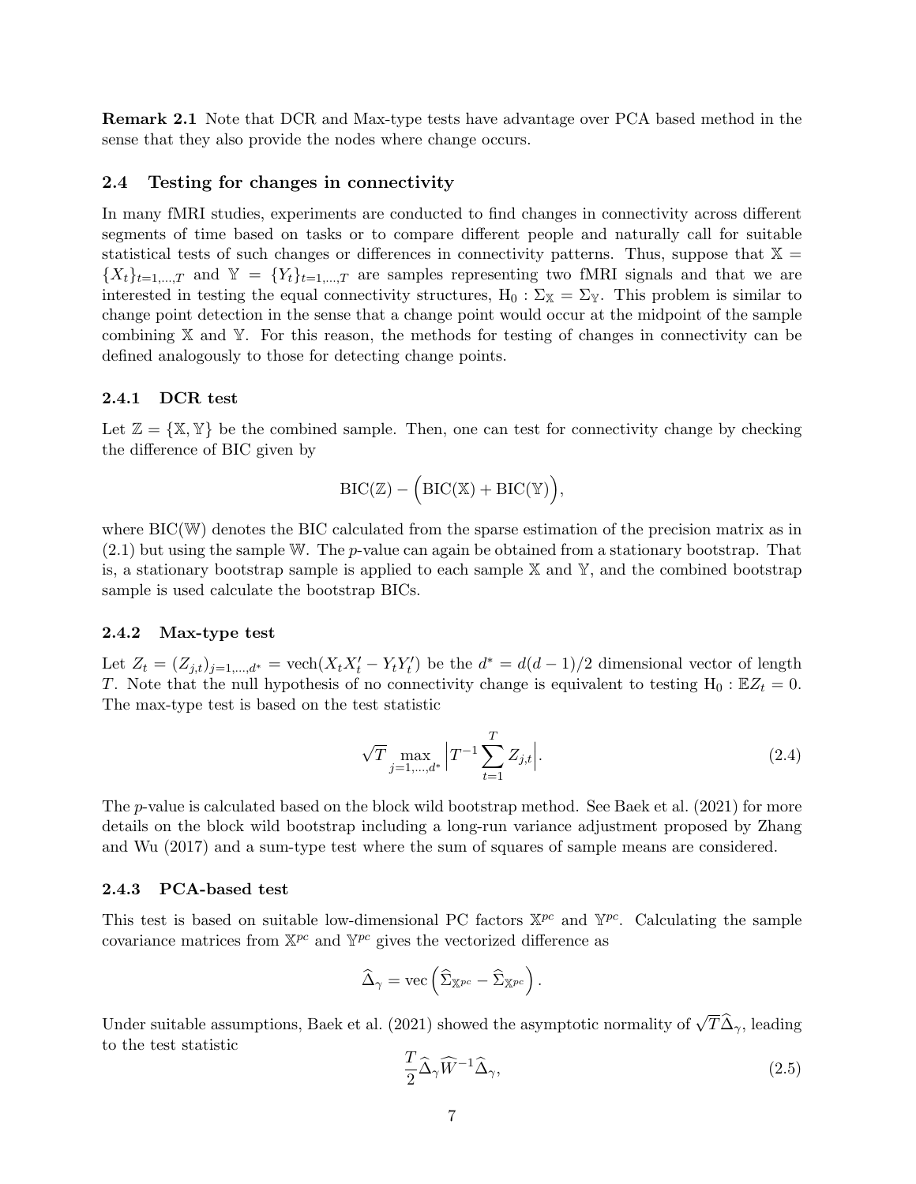**Remark 2.1** Note that DCR and Max-type tests have advantage over PCA based method in the sense that they also provide the nodes where change occurs.

### 2.4 Testing for changes in connectivity

In many fMRI studies, experiments are conducted to find changes in connectivity across different segments of time based on tasks or to compare different people and naturally call for suitable statistical tests of such changes or differences in connectivity patterns. Thus, suppose that $\mathbb{X} = \{X_t\}_{t=1,\dots,T}$ and $\mathbb{Y} = \{Y_t\}_{t=1,\dots,T}$ are samples representing two fMRI signals and that we are interested in testing the equal connectivity structures, $\mathrm{H}_0 : \Sigma_{\mathbb{X}} = \Sigma_{\mathbb{Y}}$. This problem is similar to change point detection in the sense that a change point would occur at the midpoint of the sample combining $\mathbb{X}$ and $\mathbb{Y}$. For this reason, the methods for testing of changes in connectivity can be defined analogously to those for detecting change points.

#### 2.4.1 DCR test

Let $\mathbb{Z} = \{\mathbb{X}, \mathbb{Y}\}$ be the combined sample. Then, one can test for connectivity change by checking the difference of BIC given by

$$\mathrm{BIC}(\mathbb{Z}) - \Big(\mathrm{BIC}(\mathbb{X}) + \mathrm{BIC}(\mathbb{Y})\Big),$$

where $\mathrm{BIC}(\mathbb{W})$ denotes the BIC calculated from the sparse estimation of the precision matrix as in (2.1) but using the sample $\mathbb{W}$. The $p$-value can again be obtained from a stationary bootstrap. That is, a stationary bootstrap sample is applied to each sample $\mathbb{X}$ and $\mathbb{Y}$, and the combined bootstrap sample is used calculate the bootstrap BICs.

#### 2.4.2 Max-type test

Let $Z_t = (Z_{j,t})_{j=1,\dots,d^*} = \mathrm{vech}(X_t X_t' - Y_t Y_t')$ be the $d^* = d(d-1)/2$ dimensional vector of length $T$. Note that the null hypothesis of no connectivity change is equivalent to testing $\mathrm{H}_0 : \mathbb{E}Z_t = 0$. The max-type test is based on the test statistic

$$\sqrt{T} \max_{j=1,\dots,d^*} \Big| T^{-1} \sum_{t=1}^{T} Z_{j,t} \Big|. \tag{2.4}$$

The $p$-value is calculated based on the block wild bootstrap method. See Baek et al. (2021) for more details on the block wild bootstrap including a long-run variance adjustment proposed by Zhang and Wu (2017) and a sum-type test where the sum of squares of sample means are considered.

#### 2.4.3 PCA-based test

This test is based on suitable low-dimensional PC factors $\mathbb{X}^{pc}$ and $\mathbb{Y}^{pc}$. Calculating the sample covariance matrices from $\mathbb{X}^{pc}$ and $\mathbb{Y}^{pc}$ gives the vectorized difference as

$$\widehat{\Delta}_\gamma = \mathrm{vec}\left(\widehat{\Sigma}_{\mathbb{X}^{pc}} - \widehat{\Sigma}_{\mathbb{X}^{pc}}\right).$$

Under suitable assumptions, Baek et al. (2021) showed the asymptotic normality of $\sqrt{T}\widehat{\Delta}_\gamma$, leading to the test statistic

$$\frac{T}{2} \widehat{\Delta}_\gamma \widehat{W}^{-1} \widehat{\Delta}_\gamma, \tag{2.5}$$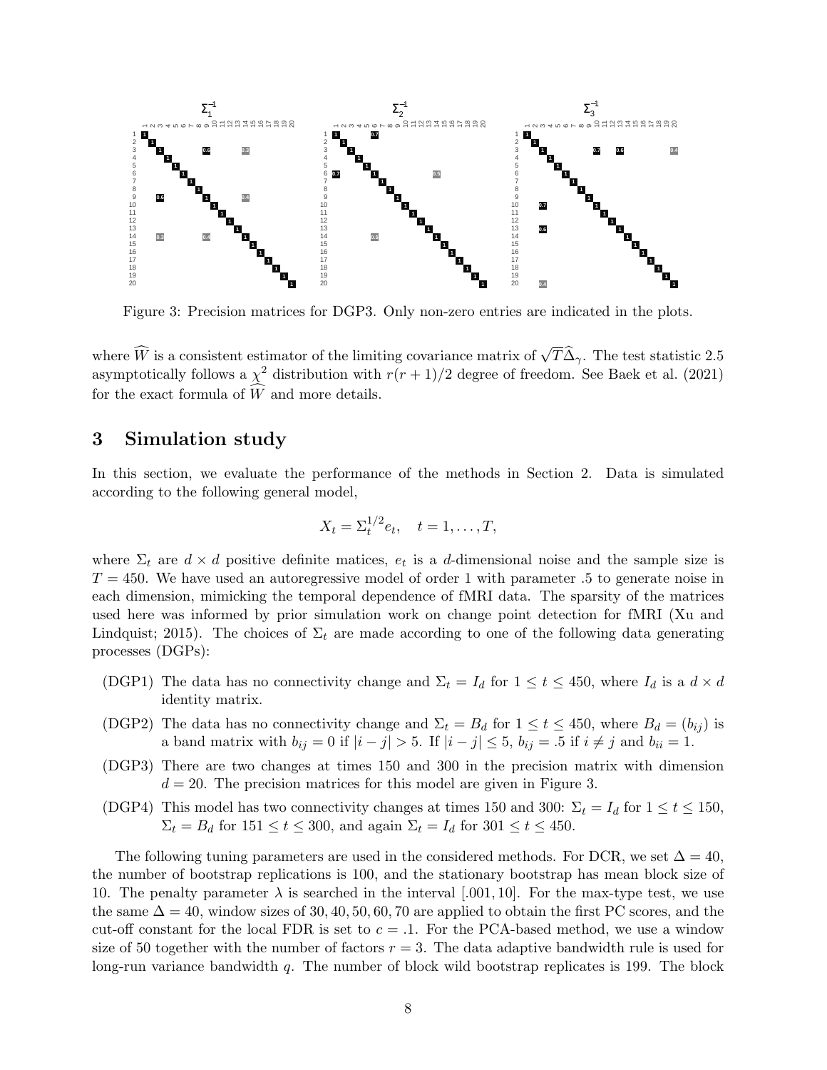Figure 3: Precision matrices for DGP3. Only non-zero entries are indicated in the plots.

where $\widehat{W}$ is a consistent estimator of the limiting covariance matrix of $\sqrt{T}\widehat{\Delta}_\gamma$. The test statistic 2.5 asymptotically follows a $\chi^2$ distribution with $r(r+1)/2$ degree of freedom. See Baek et al. (2021) for the exact formula of $\widehat{W}$ and more details.

## 3 Simulation study

In this section, we evaluate the performance of the methods in Section 2. Data is simulated according to the following general model,

$$X_t = \Sigma_t^{1/2} e_t, \quad t = 1, \ldots, T,$$

where $\Sigma_t$ are $d \times d$ positive definite matices, $e_t$ is a $d$-dimensional noise and the sample size is $T = 450$. We have used an autoregressive model of order 1 with parameter .5 to generate noise in each dimension, mimicking the temporal dependence of fMRI data. The sparsity of the matrices used here was informed by prior simulation work on change point detection for fMRI (Xu and Lindquist; 2015). The choices of $\Sigma_t$ are made according to one of the following data generating processes (DGPs):

- (DGP1) The data has no connectivity change and $\Sigma_t = I_d$ for $1 \le t \le 450$, where $I_d$ is a $d \times d$ identity matrix.
- (DGP2) The data has no connectivity change and $\Sigma_t = B_d$ for $1 \le t \le 450$, where $B_d = (b_{ij})$ is a band matrix with $b_{ij} = 0$ if $|i - j| > 5$. If $|i - j| \le 5$, $b_{ij} = .5$ if $i \ne j$ and $b_{ii} = 1$.
- (DGP3) There are two changes at times 150 and 300 in the precision matrix with dimension $d = 20$. The precision matrices for this model are given in Figure 3.
- (DGP4) This model has two connectivity changes at times 150 and 300: $\Sigma_t = I_d$ for $1 \le t \le 150$, $\Sigma_t = B_d$ for $151 \le t \le 300$, and again $\Sigma_t = I_d$ for $301 \le t \le 450$.

The following tuning parameters are used in the considered methods. For DCR, we set $\Delta = 40$, the number of bootstrap replications is 100, and the stationary bootstrap has mean block size of 10. The penalty parameter $\lambda$ is searched in the interval $[.001, 10]$. For the max-type test, we use the same $\Delta = 40$, window sizes of 30, 40, 50, 60, 70 are applied to obtain the first PC scores, and the cut-off constant for the local FDR is set to $c = .1$. For the PCA-based method, we use a window size of 50 together with the number of factors $r = 3$. The data adaptive bandwidth rule is used for long-run variance bandwidth $q$. The number of block wild bootstrap replicates is 199. The block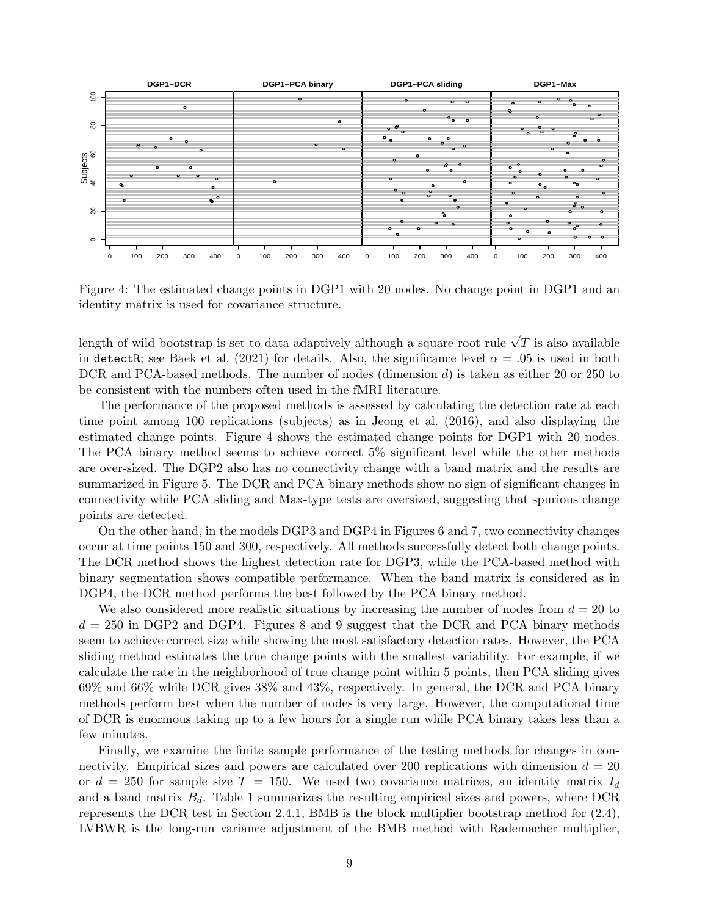Figure 4: The estimated change points in DGP1 with 20 nodes. No change point in DGP1 and an identity matrix is used for covariance structure.

length of wild bootstrap is set to data adaptively although a square root rule $\sqrt{T}$ is also available in `detectR`; see Baek et al. (2021) for details. Also, the significance level $\alpha = .05$ is used in both DCR and PCA-based methods. The number of nodes (dimension $d$) is taken as either 20 or 250 to be consistent with the numbers often used in the fMRI literature.

The performance of the proposed methods is assessed by calculating the detection rate at each time point among 100 replications (subjects) as in Jeong et al. (2016), and also displaying the estimated change points. Figure 4 shows the estimated change points for DGP1 with 20 nodes. The PCA binary method seems to achieve correct 5% significant level while the other methods are over-sized. The DGP2 also has no connectivity change with a band matrix and the results are summarized in Figure 5. The DCR and PCA binary methods show no sign of significant changes in connectivity while PCA sliding and Max-type tests are oversized, suggesting that spurious change points are detected.

On the other hand, in the models DGP3 and DGP4 in Figures 6 and 7, two connectivity changes occur at time points 150 and 300, respectively. All methods successfully detect both change points. The DCR method shows the highest detection rate for DGP3, while the PCA-based method with binary segmentation shows compatible performance. When the band matrix is considered as in DGP4, the DCR method performs the best followed by the PCA binary method.

We also considered more realistic situations by increasing the number of nodes from $d = 20$ to $d = 250$ in DGP2 and DGP4. Figures 8 and 9 suggest that the DCR and PCA binary methods seem to achieve correct size while showing the most satisfactory detection rates. However, the PCA sliding method estimates the true change points with the smallest variability. For example, if we calculate the rate in the neighborhood of true change point within 5 points, then PCA sliding gives 69% and 66% while DCR gives 38% and 43%, respectively. In general, the DCR and PCA binary methods perform best when the number of nodes is very large. However, the computational time of DCR is enormous taking up to a few hours for a single run while PCA binary takes less than a few minutes.

Finally, we examine the finite sample performance of the testing methods for changes in connectivity. Empirical sizes and powers are calculated over 200 replications with dimension $d = 20$ or $d = 250$ for sample size $T = 150$. We used two covariance matrices, an identity matrix $I_d$ and a band matrix $B_d$. Table 1 summarizes the resulting empirical sizes and powers, where DCR represents the DCR test in Section 2.4.1, BMB is the block multiplier bootstrap method for (2.4), LVBWR is the long-run variance adjustment of the BMB method with Rademacher multiplier,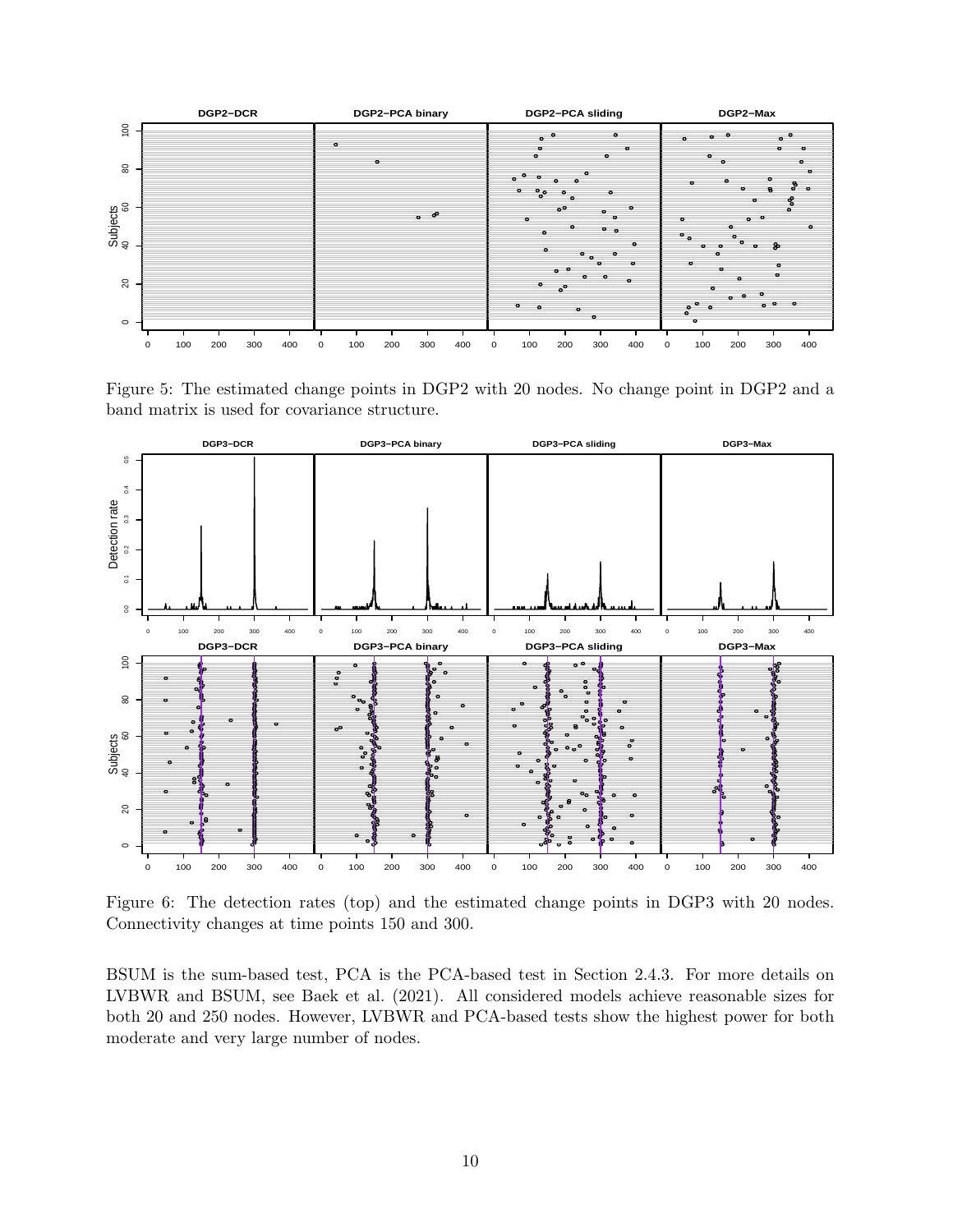Figure 5: The estimated change points in DGP2 with 20 nodes. No change point in DGP2 and a band matrix is used for covariance structure.

Figure 6: The detection rates (top) and the estimated change points in DGP3 with 20 nodes. Connectivity changes at time points 150 and 300.

BSUM is the sum-based test, PCA is the PCA-based test in Section 2.4.3. For more details on LVBWR and BSUM, see Baek et al. (2021). All considered models achieve reasonable sizes for both 20 and 250 nodes. However, LVBWR and PCA-based tests show the highest power for both moderate and very large number of nodes.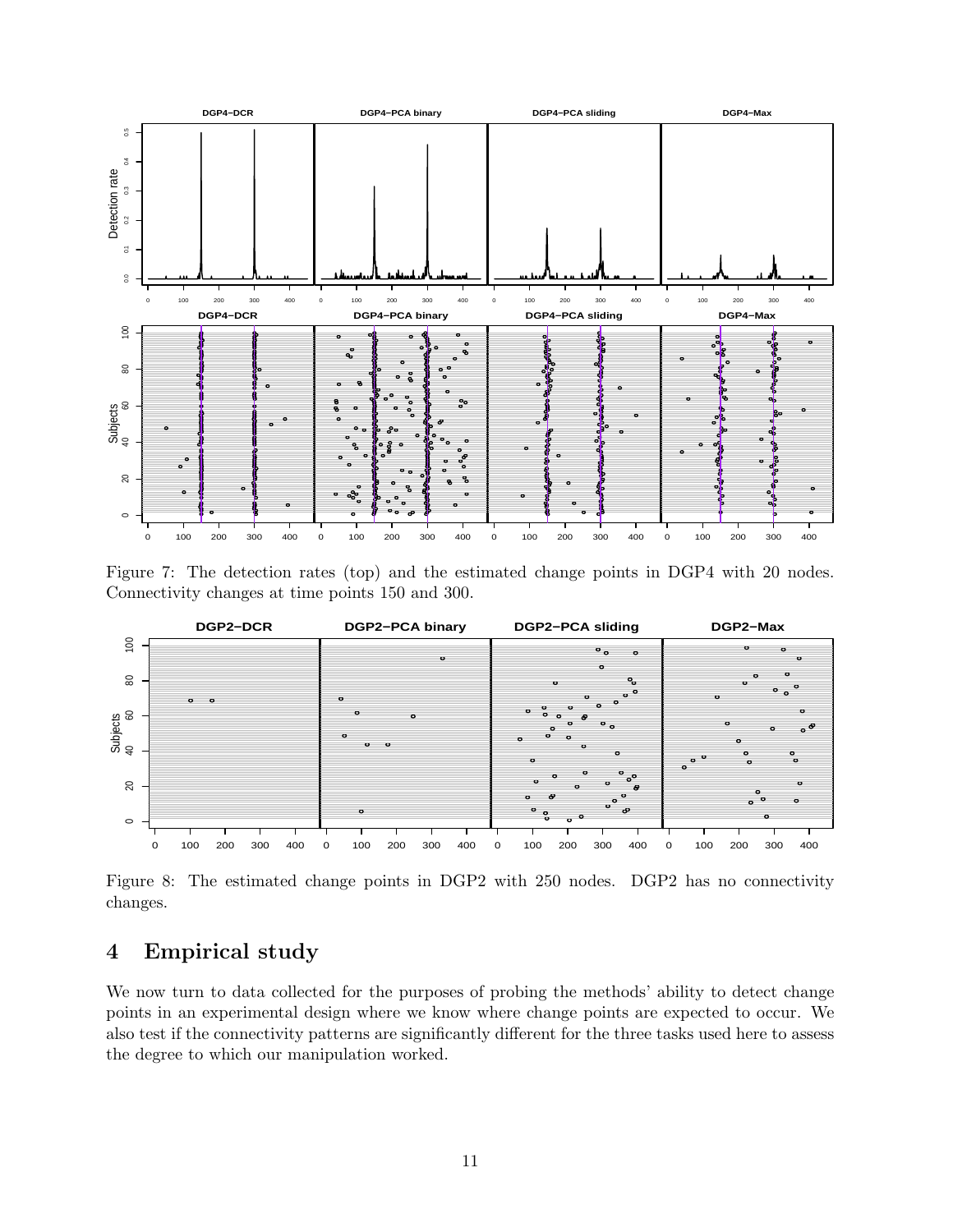Figure 7: The detection rates (top) and the estimated change points in DGP4 with 20 nodes. Connectivity changes at time points 150 and 300.

Figure 8: The estimated change points in DGP2 with 250 nodes. DGP2 has no connectivity changes.

## 4 Empirical study

We now turn to data collected for the purposes of probing the methods' ability to detect change points in an experimental design where we know where change points are expected to occur. We also test if the connectivity patterns are significantly different for the three tasks used here to assess the degree to which our manipulation worked.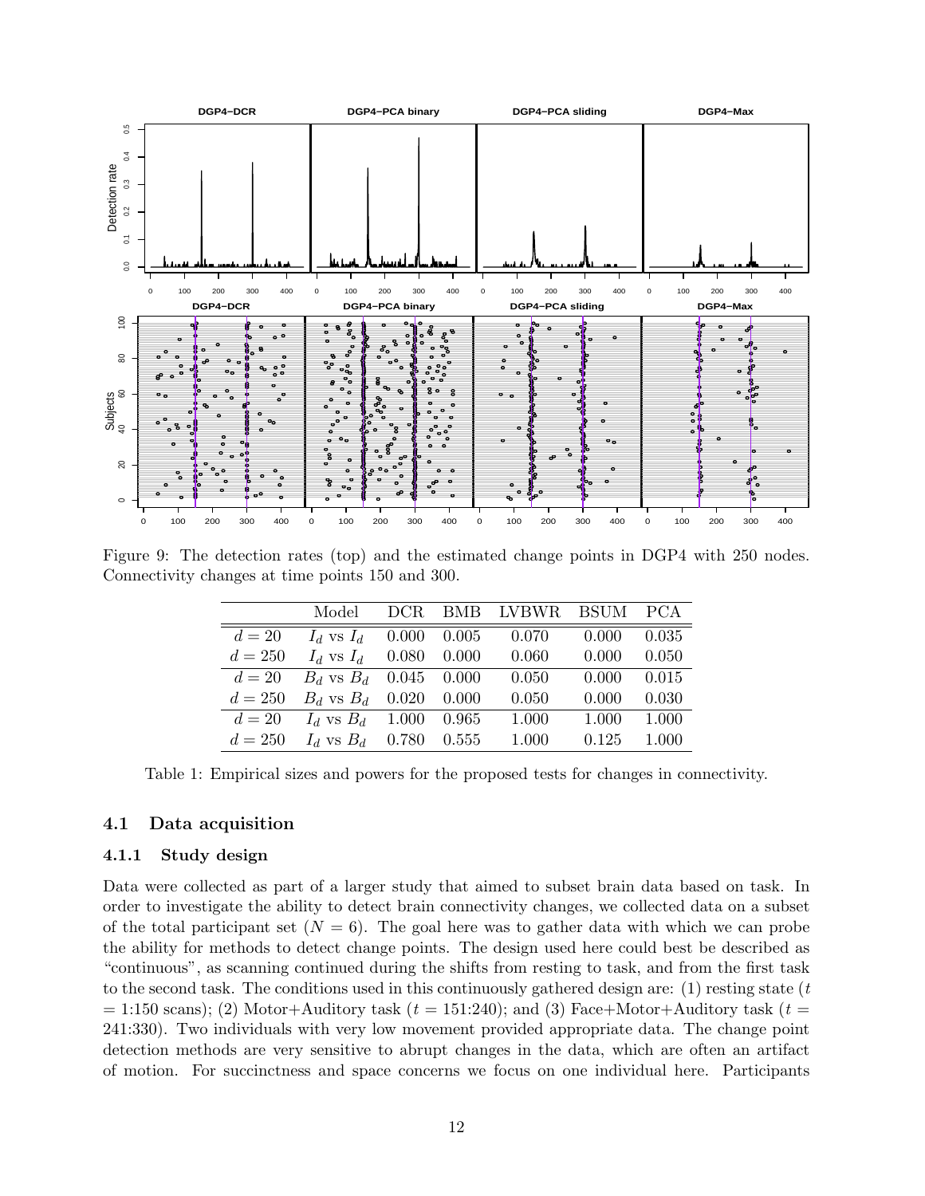Figure 9: The detection rates (top) and the estimated change points in DGP4 with 250 nodes. Connectivity changes at time points 150 and 300.

| | Model | DCR | BMB | LVBWR | BSUM | PCA |
|---|---|---|---|---|---|---|
| $d = 20$ | $I_d$ vs $I_d$ | 0.000 | 0.005 | 0.070 | 0.000 | 0.035 |
| $d = 250$ | $I_d$ vs $I_d$ | 0.080 | 0.000 | 0.060 | 0.000 | 0.050 |
| $d = 20$ | $B_d$ vs $B_d$ | 0.045 | 0.000 | 0.050 | 0.000 | 0.015 |
| $d = 250$ | $B_d$ vs $B_d$ | 0.020 | 0.000 | 0.050 | 0.000 | 0.030 |
| $d = 20$ | $I_d$ vs $B_d$ | 1.000 | 0.965 | 1.000 | 1.000 | 1.000 |
| $d = 250$ | $I_d$ vs $B_d$ | 0.780 | 0.555 | 1.000 | 0.125 | 1.000 |

Table 1: Empirical sizes and powers for the proposed tests for changes in connectivity.

## 4.1 Data acquisition

### 4.1.1 Study design

Data were collected as part of a larger study that aimed to subset brain data based on task. In order to investigate the ability to detect brain connectivity changes, we collected data on a subset of the total participant set ($N = 6$). The goal here was to gather data with which we can probe the ability for methods to detect change points. The design used here could best be described as "continuous", as scanning continued during the shifts from resting to task, and from the first task to the second task. The conditions used in this continuously gathered design are: (1) resting state ($t = 1{:}150$ scans); (2) Motor+Auditory task ($t = 151{:}240$); and (3) Face+Motor+Auditory task ($t = 241{:}330$). Two individuals with very low movement provided appropriate data. The change point detection methods are very sensitive to abrupt changes in the data, which are often an artifact of motion. For succinctness and space concerns we focus on one individual here. Participants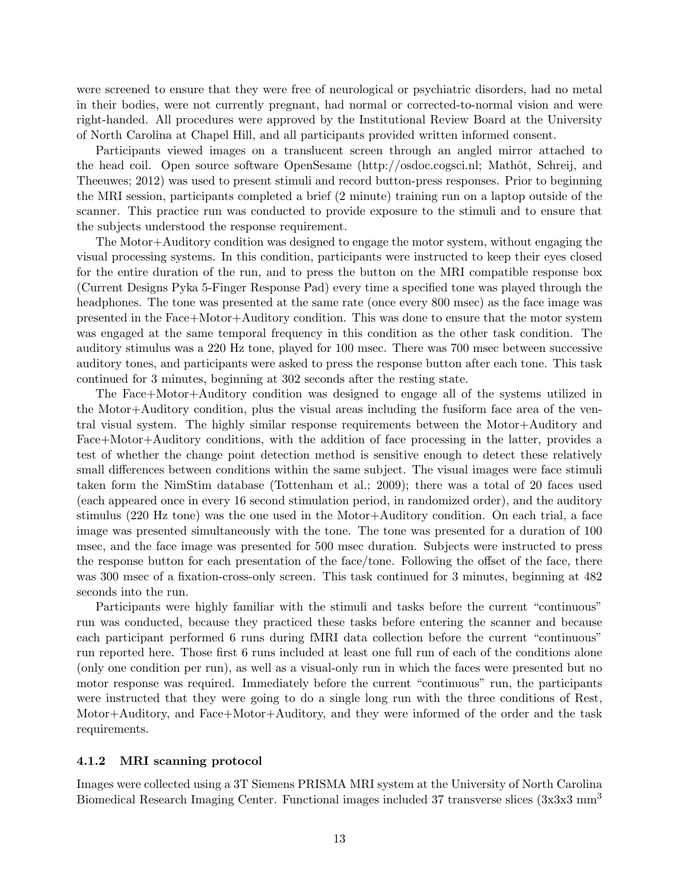were screened to ensure that they were free of neurological or psychiatric disorders, had no metal in their bodies, were not currently pregnant, had normal or corrected-to-normal vision and were right-handed. All procedures were approved by the Institutional Review Board at the University of North Carolina at Chapel Hill, and all participants provided written informed consent.

Participants viewed images on a translucent screen through an angled mirror attached to the head coil. Open source software OpenSesame (http://osdoc.cogsci.nl; Mathôt, Schreij, and Theeuwes; 2012) was used to present stimuli and record button-press responses. Prior to beginning the MRI session, participants completed a brief (2 minute) training run on a laptop outside of the scanner. This practice run was conducted to provide exposure to the stimuli and to ensure that the subjects understood the response requirement.

The Motor+Auditory condition was designed to engage the motor system, without engaging the visual processing systems. In this condition, participants were instructed to keep their eyes closed for the entire duration of the run, and to press the button on the MRI compatible response box (Current Designs Pyka 5-Finger Response Pad) every time a specified tone was played through the headphones. The tone was presented at the same rate (once every 800 msec) as the face image was presented in the Face+Motor+Auditory condition. This was done to ensure that the motor system was engaged at the same temporal frequency in this condition as the other task condition. The auditory stimulus was a 220 Hz tone, played for 100 msec. There was 700 msec between successive auditory tones, and participants were asked to press the response button after each tone. This task continued for 3 minutes, beginning at 302 seconds after the resting state.

The Face+Motor+Auditory condition was designed to engage all of the systems utilized in the Motor+Auditory condition, plus the visual areas including the fusiform face area of the ventral visual system. The highly similar response requirements between the Motor+Auditory and Face+Motor+Auditory conditions, with the addition of face processing in the latter, provides a test of whether the change point detection method is sensitive enough to detect these relatively small differences between conditions within the same subject. The visual images were face stimuli taken form the NimStim database (Tottenham et al.; 2009); there was a total of 20 faces used (each appeared once in every 16 second stimulation period, in randomized order), and the auditory stimulus (220 Hz tone) was the one used in the Motor+Auditory condition. On each trial, a face image was presented simultaneously with the tone. The tone was presented for a duration of 100 msec, and the face image was presented for 500 msec duration. Subjects were instructed to press the response button for each presentation of the face/tone. Following the offset of the face, there was 300 msec of a fixation-cross-only screen. This task continued for 3 minutes, beginning at 482 seconds into the run.

Participants were highly familiar with the stimuli and tasks before the current "continuous" run was conducted, because they practiced these tasks before entering the scanner and because each participant performed 6 runs during fMRI data collection before the current "continuous" run reported here. Those first 6 runs included at least one full run of each of the conditions alone (only one condition per run), as well as a visual-only run in which the faces were presented but no motor response was required. Immediately before the current "continuous" run, the participants were instructed that they were going to do a single long run with the three conditions of Rest, Motor+Auditory, and Face+Motor+Auditory, and they were informed of the order and the task requirements.

#### 4.1.2 MRI scanning protocol

Images were collected using a 3T Siemens PRISMA MRI system at the University of North Carolina Biomedical Research Imaging Center. Functional images included 37 transverse slices (3x3x3 mm$^3$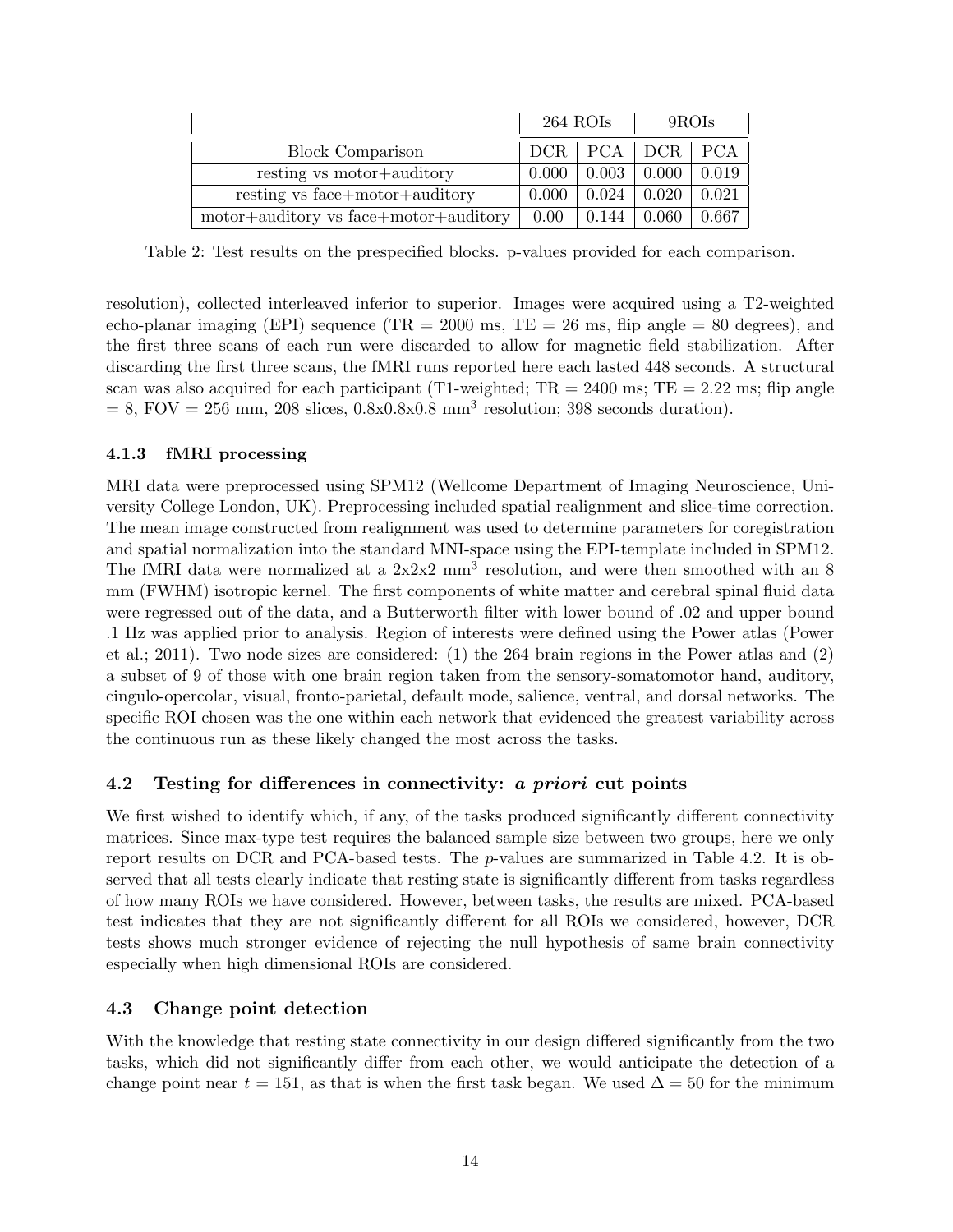| | 264 ROIs | | 9ROIs | |
|---|---|---|---|---|
| Block Comparison | DCR | PCA | DCR | PCA |
| resting vs motor+auditory | 0.000 | 0.003 | 0.000 | 0.019 |
| resting vs face+motor+auditory | 0.000 | 0.024 | 0.020 | 0.021 |
| motor+auditory vs face+motor+auditory | 0.00 | 0.144 | 0.060 | 0.667 |

Table 2: Test results on the prespecified blocks. p-values provided for each comparison.

resolution), collected interleaved inferior to superior. Images were acquired using a T2-weighted echo-planar imaging (EPI) sequence (TR = 2000 ms, TE = 26 ms, flip angle = 80 degrees), and the first three scans of each run were discarded to allow for magnetic field stabilization. After discarding the first three scans, the fMRI runs reported here each lasted 448 seconds. A structural scan was also acquired for each participant (T1-weighted; TR = 2400 ms; TE = 2.22 ms; flip angle = 8, FOV = 256 mm, 208 slices, 0.8x0.8x0.8 mm$^3$ resolution; 398 seconds duration).

#### 4.1.3 fMRI processing

MRI data were preprocessed using SPM12 (Wellcome Department of Imaging Neuroscience, University College London, UK). Preprocessing included spatial realignment and slice-time correction. The mean image constructed from realignment was used to determine parameters for coregistration and spatial normalization into the standard MNI-space using the EPI-template included in SPM12. The fMRI data were normalized at a 2x2x2 mm$^3$ resolution, and were then smoothed with an 8 mm (FWHM) isotropic kernel. The first components of white matter and cerebral spinal fluid data were regressed out of the data, and a Butterworth filter with lower bound of .02 and upper bound .1 Hz was applied prior to analysis. Region of interests were defined using the Power atlas (Power et al.; 2011). Two node sizes are considered: (1) the 264 brain regions in the Power atlas and (2) a subset of 9 of those with one brain region taken from the sensory-somatomotor hand, auditory, cingulo-opercolar, visual, fronto-parietal, default mode, salience, ventral, and dorsal networks. The specific ROI chosen was the one within each network that evidenced the greatest variability across the continuous run as these likely changed the most across the tasks.

### 4.2 Testing for differences in connectivity: *a priori* cut points

We first wished to identify which, if any, of the tasks produced significantly different connectivity matrices. Since max-type test requires the balanced sample size between two groups, here we only report results on DCR and PCA-based tests. The *p*-values are summarized in Table 4.2. It is observed that all tests clearly indicate that resting state is significantly different from tasks regardless of how many ROIs we have considered. However, between tasks, the results are mixed. PCA-based test indicates that they are not significantly different for all ROIs we considered, however, DCR tests shows much stronger evidence of rejecting the null hypothesis of same brain connectivity especially when high dimensional ROIs are considered.

### 4.3 Change point detection

With the knowledge that resting state connectivity in our design differed significantly from the two tasks, which did not significantly differ from each other, we would anticipate the detection of a change point near $t = 151$, as that is when the first task began. We used $\Delta = 50$ for the minimum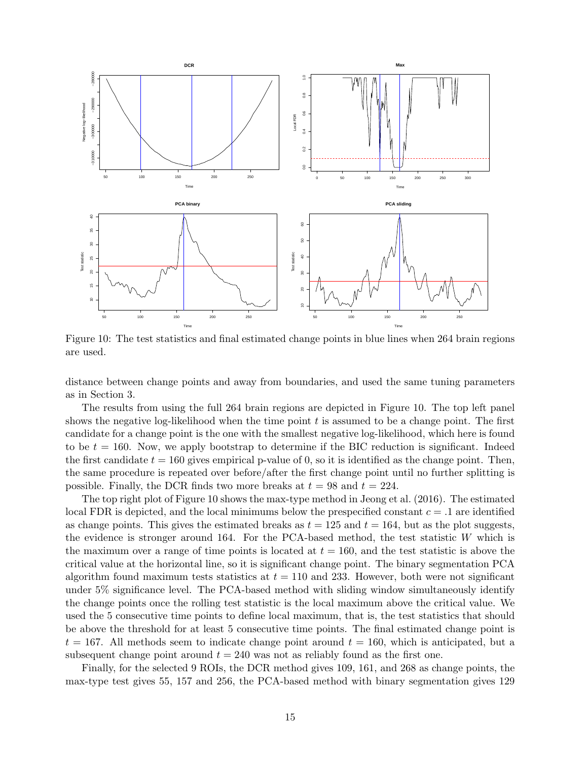Figure 10: The test statistics and final estimated change points in blue lines when 264 brain regions are used.

distance between change points and away from boundaries, and used the same tuning parameters as in Section 3.

The results from using the full 264 brain regions are depicted in Figure 10. The top left panel shows the negative log-likelihood when the time point $t$ is assumed to be a change point. The first candidate for a change point is the one with the smallest negative log-likelihood, which here is found to be $t = 160$. Now, we apply bootstrap to determine if the BIC reduction is significant. Indeed the first candidate $t = 160$ gives empirical p-value of 0, so it is identified as the change point. Then, the same procedure is repeated over before/after the first change point until no further splitting is possible. Finally, the DCR finds two more breaks at $t = 98$ and $t = 224$.

The top right plot of Figure 10 shows the max-type method in Jeong et al. (2016). The estimated local FDR is depicted, and the local minimums below the prespecified constant $c = .1$ are identified as change points. This gives the estimated breaks as $t = 125$ and $t = 164$, but as the plot suggests, the evidence is stronger around 164. For the PCA-based method, the test statistic $W$ which is the maximum over a range of time points is located at $t = 160$, and the test statistic is above the critical value at the horizontal line, so it is significant change point. The binary segmentation PCA algorithm found maximum tests statistics at $t = 110$ and 233. However, both were not significant under 5% significance level. The PCA-based method with sliding window simultaneously identify the change points once the rolling test statistic is the local maximum above the critical value. We used the 5 consecutive time points to define local maximum, that is, the test statistics that should be above the threshold for at least 5 consecutive time points. The final estimated change point is $t = 167$. All methods seem to indicate change point around $t = 160$, which is anticipated, but a subsequent change point around $t = 240$ was not as reliably found as the first one.

Finally, for the selected 9 ROIs, the DCR method gives 109, 161, and 268 as change points, the max-type test gives 55, 157 and 256, the PCA-based method with binary segmentation gives 129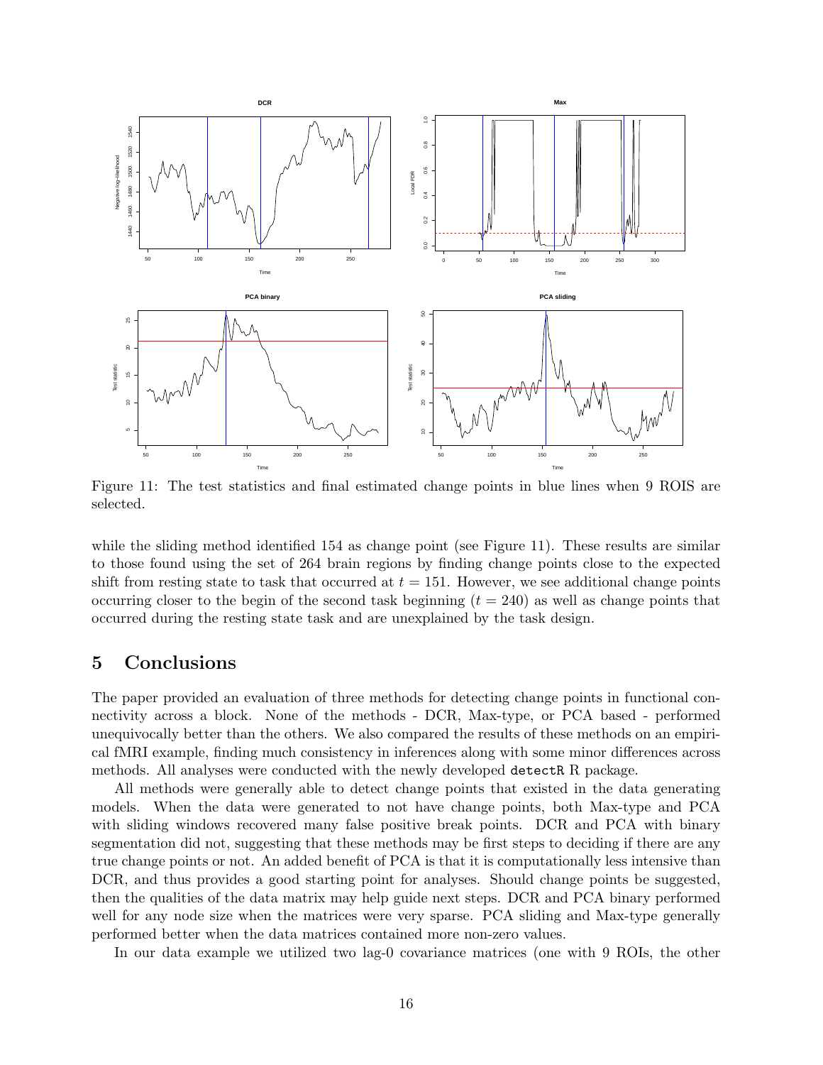Figure 11: The test statistics and final estimated change points in blue lines when 9 ROIS are selected.

while the sliding method identified 154 as change point (see Figure 11). These results are similar to those found using the set of 264 brain regions by finding change points close to the expected shift from resting state to task that occurred at $t = 151$. However, we see additional change points occurring closer to the begin of the second task beginning ($t = 240$) as well as change points that occurred during the resting state task and are unexplained by the task design.

## 5 Conclusions

The paper provided an evaluation of three methods for detecting change points in functional connectivity across a block. None of the methods - DCR, Max-type, or PCA based - performed unequivocally better than the others. We also compared the results of these methods on an empirical fMRI example, finding much consistency in inferences along with some minor differences across methods. All analyses were conducted with the newly developed `detectR` R package.

All methods were generally able to detect change points that existed in the data generating models. When the data were generated to not have change points, both Max-type and PCA with sliding windows recovered many false positive break points. DCR and PCA with binary segmentation did not, suggesting that these methods may be first steps to deciding if there are any true change points or not. An added benefit of PCA is that it is computationally less intensive than DCR, and thus provides a good starting point for analyses. Should change points be suggested, then the qualities of the data matrix may help guide next steps. DCR and PCA binary performed well for any node size when the matrices were very sparse. PCA sliding and Max-type generally performed better when the data matrices contained more non-zero values.

In our data example we utilized two lag-0 covariance matrices (one with 9 ROIs, the other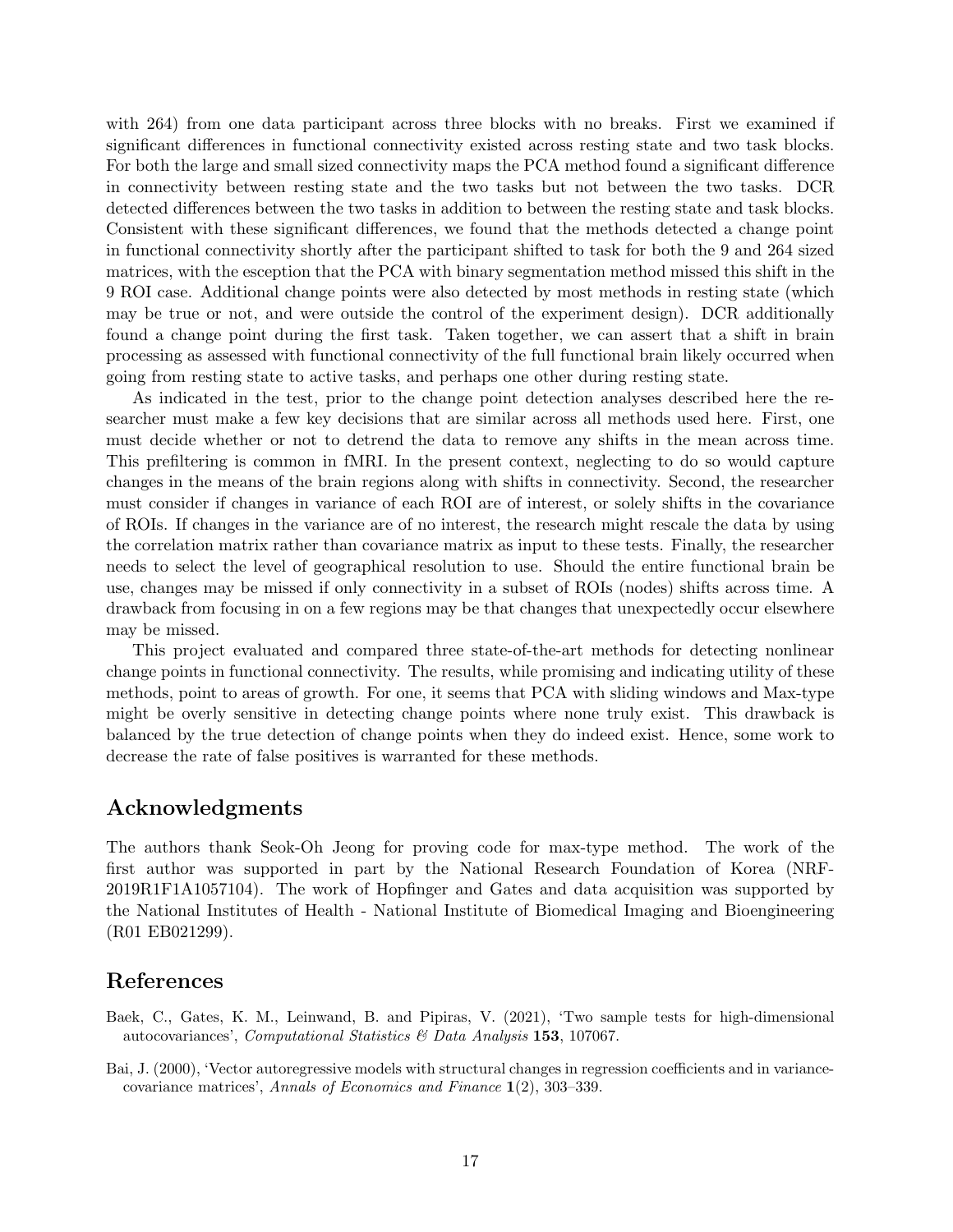with 264) from one data participant across three blocks with no breaks. First we examined if significant differences in functional connectivity existed across resting state and two task blocks. For both the large and small sized connectivity maps the PCA method found a significant difference in connectivity between resting state and the two tasks but not between the two tasks. DCR detected differences between the two tasks in addition to between the resting state and task blocks. Consistent with these significant differences, we found that the methods detected a change point in functional connectivity shortly after the participant shifted to task for both the 9 and 264 sized matrices, with the esception that the PCA with binary segmentation method missed this shift in the 9 ROI case. Additional change points were also detected by most methods in resting state (which may be true or not, and were outside the control of the experiment design). DCR additionally found a change point during the first task. Taken together, we can assert that a shift in brain processing as assessed with functional connectivity of the full functional brain likely occurred when going from resting state to active tasks, and perhaps one other during resting state.

As indicated in the test, prior to the change point detection analyses described here the researcher must make a few key decisions that are similar across all methods used here. First, one must decide whether or not to detrend the data to remove any shifts in the mean across time. This prefiltering is common in fMRI. In the present context, neglecting to do so would capture changes in the means of the brain regions along with shifts in connectivity. Second, the researcher must consider if changes in variance of each ROI are of interest, or solely shifts in the covariance of ROIs. If changes in the variance are of no interest, the research might rescale the data by using the correlation matrix rather than covariance matrix as input to these tests. Finally, the researcher needs to select the level of geographical resolution to use. Should the entire functional brain be use, changes may be missed if only connectivity in a subset of ROIs (nodes) shifts across time. A drawback from focusing in on a few regions may be that changes that unexpectedly occur elsewhere may be missed.

This project evaluated and compared three state-of-the-art methods for detecting nonlinear change points in functional connectivity. The results, while promising and indicating utility of these methods, point to areas of growth. For one, it seems that PCA with sliding windows and Max-type might be overly sensitive in detecting change points where none truly exist. This drawback is balanced by the true detection of change points when they do indeed exist. Hence, some work to decrease the rate of false positives is warranted for these methods.

## Acknowledgments

The authors thank Seok-Oh Jeong for proving code for max-type method. The work of the first author was supported in part by the National Research Foundation of Korea (NRF-2019R1F1A1057104). The work of Hopfinger and Gates and data acquisition was supported by the National Institutes of Health - National Institute of Biomedical Imaging and Bioengineering (R01 EB021299).

## References

Baek, C., Gates, K. M., Leinwand, B. and Pipiras, V. (2021), 'Two sample tests for high-dimensional autocovariances', *Computational Statistics & Data Analysis* **153**, 107067.

Bai, J. (2000), 'Vector autoregressive models with structural changes in regression coefficients and in variance-covariance matrices', *Annals of Economics and Finance* **1**(2), 303–339.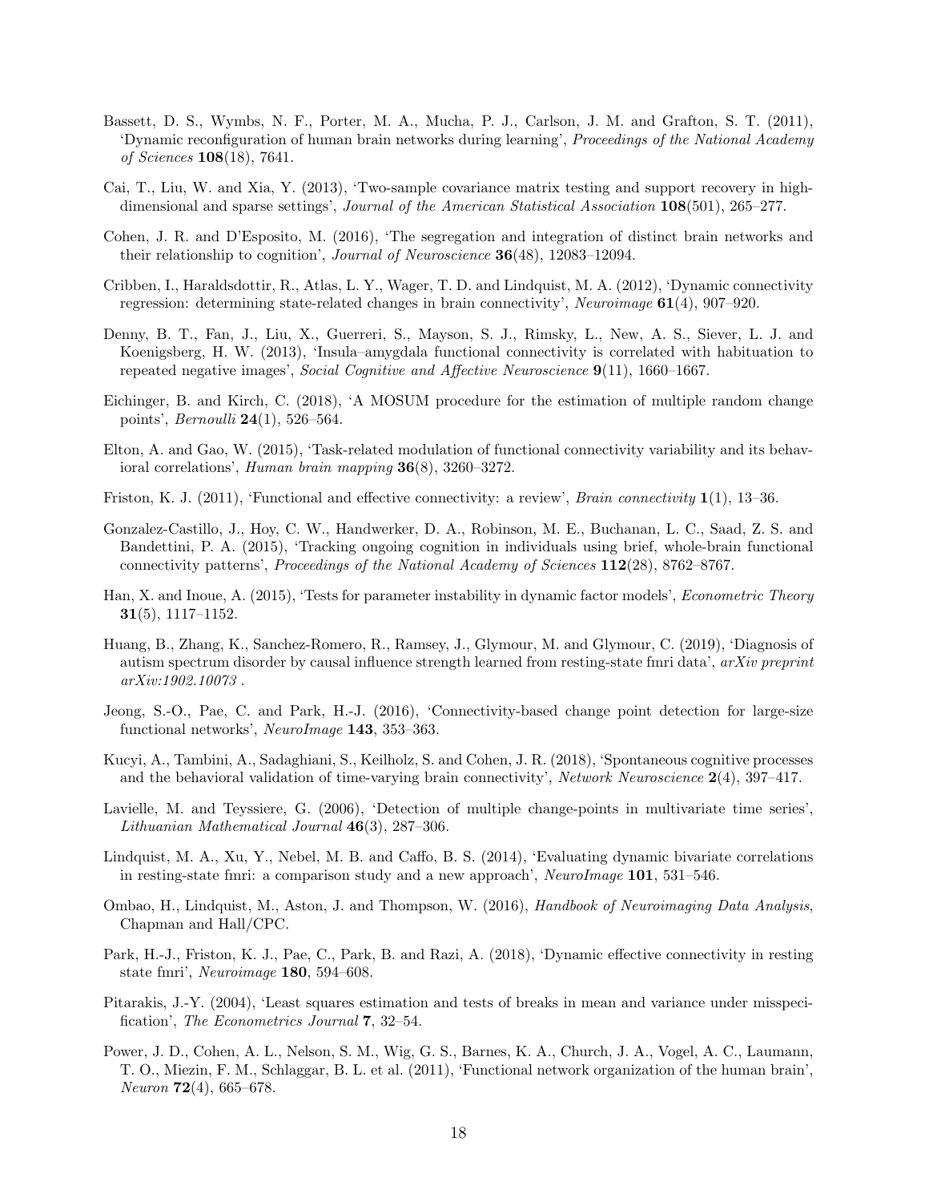Bassett, D. S., Wymbs, N. F., Porter, M. A., Mucha, P. J., Carlson, J. M. and Grafton, S. T. (2011), 'Dynamic reconfiguration of human brain networks during learning', *Proceedings of the National Academy of Sciences* **108**(18), 7641.

Cai, T., Liu, W. and Xia, Y. (2013), 'Two-sample covariance matrix testing and support recovery in high-dimensional and sparse settings', *Journal of the American Statistical Association* **108**(501), 265–277.

Cohen, J. R. and D'Esposito, M. (2016), 'The segregation and integration of distinct brain networks and their relationship to cognition', *Journal of Neuroscience* **36**(48), 12083–12094.

Cribben, I., Haraldsdottir, R., Atlas, L. Y., Wager, T. D. and Lindquist, M. A. (2012), 'Dynamic connectivity regression: determining state-related changes in brain connectivity', *Neuroimage* **61**(4), 907–920.

Denny, B. T., Fan, J., Liu, X., Guerreri, S., Mayson, S. J., Rimsky, L., New, A. S., Siever, L. J. and Koenigsberg, H. W. (2013), 'Insula–amygdala functional connectivity is correlated with habituation to repeated negative images', *Social Cognitive and Affective Neuroscience* **9**(11), 1660–1667.

Eichinger, B. and Kirch, C. (2018), 'A MOSUM procedure for the estimation of multiple random change points', *Bernoulli* **24**(1), 526–564.

Elton, A. and Gao, W. (2015), 'Task-related modulation of functional connectivity variability and its behavioral correlations', *Human brain mapping* **36**(8), 3260–3272.

Friston, K. J. (2011), 'Functional and effective connectivity: a review', *Brain connectivity* **1**(1), 13–36.

Gonzalez-Castillo, J., Hoy, C. W., Handwerker, D. A., Robinson, M. E., Buchanan, L. C., Saad, Z. S. and Bandettini, P. A. (2015), 'Tracking ongoing cognition in individuals using brief, whole-brain functional connectivity patterns', *Proceedings of the National Academy of Sciences* **112**(28), 8762–8767.

Han, X. and Inoue, A. (2015), 'Tests for parameter instability in dynamic factor models', *Econometric Theory* **31**(5), 1117–1152.

Huang, B., Zhang, K., Sanchez-Romero, R., Ramsey, J., Glymour, M. and Glymour, C. (2019), 'Diagnosis of autism spectrum disorder by causal influence strength learned from resting-state fmri data', *arXiv preprint arXiv:1902.10073* .

Jeong, S.-O., Pae, C. and Park, H.-J. (2016), 'Connectivity-based change point detection for large-size functional networks', *NeuroImage* **143**, 353–363.

Kucyi, A., Tambini, A., Sadaghiani, S., Keilholz, S. and Cohen, J. R. (2018), 'Spontaneous cognitive processes and the behavioral validation of time-varying brain connectivity', *Network Neuroscience* **2**(4), 397–417.

Lavielle, M. and Teyssiere, G. (2006), 'Detection of multiple change-points in multivariate time series', *Lithuanian Mathematical Journal* **46**(3), 287–306.

Lindquist, M. A., Xu, Y., Nebel, M. B. and Caffo, B. S. (2014), 'Evaluating dynamic bivariate correlations in resting-state fmri: a comparison study and a new approach', *NeuroImage* **101**, 531–546.

Ombao, H., Lindquist, M., Aston, J. and Thompson, W. (2016), *Handbook of Neuroimaging Data Analysis*, Chapman and Hall/CPC.

Park, H.-J., Friston, K. J., Pae, C., Park, B. and Razi, A. (2018), 'Dynamic effective connectivity in resting state fmri', *Neuroimage* **180**, 594–608.

Pitarakis, J.-Y. (2004), 'Least squares estimation and tests of breaks in mean and variance under misspecification', *The Econometrics Journal* **7**, 32–54.

Power, J. D., Cohen, A. L., Nelson, S. M., Wig, G. S., Barnes, K. A., Church, J. A., Vogel, A. C., Laumann, T. O., Miezin, F. M., Schlaggar, B. L. et al. (2011), 'Functional network organization of the human brain', *Neuron* **72**(4), 665–678.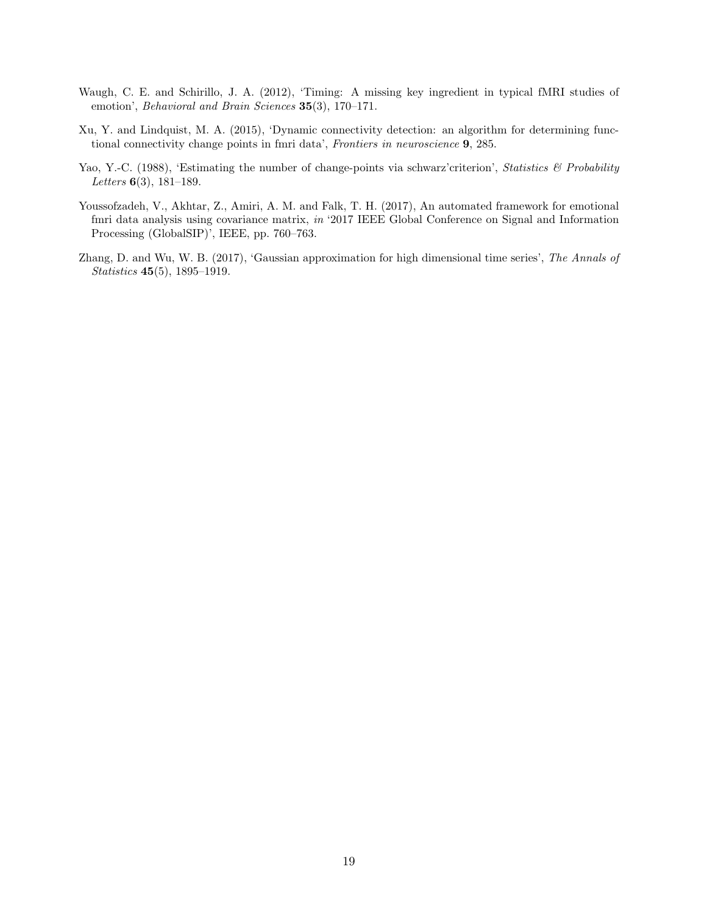Waugh, C. E. and Schirillo, J. A. (2012), 'Timing: A missing key ingredient in typical fMRI studies of emotion', *Behavioral and Brain Sciences* **35**(3), 170–171.

Xu, Y. and Lindquist, M. A. (2015), 'Dynamic connectivity detection: an algorithm for determining functional connectivity change points in fmri data', *Frontiers in neuroscience* **9**, 285.

Yao, Y.-C. (1988), 'Estimating the number of change-points via schwarz'criterion', *Statistics & Probability Letters* **6**(3), 181–189.

Youssofzadeh, V., Akhtar, Z., Amiri, A. M. and Falk, T. H. (2017), An automated framework for emotional fmri data analysis using covariance matrix, *in* '2017 IEEE Global Conference on Signal and Information Processing (GlobalSIP)', IEEE, pp. 760–763.

Zhang, D. and Wu, W. B. (2017), 'Gaussian approximation for high dimensional time series', *The Annals of Statistics* **45**(5), 1895–1919.